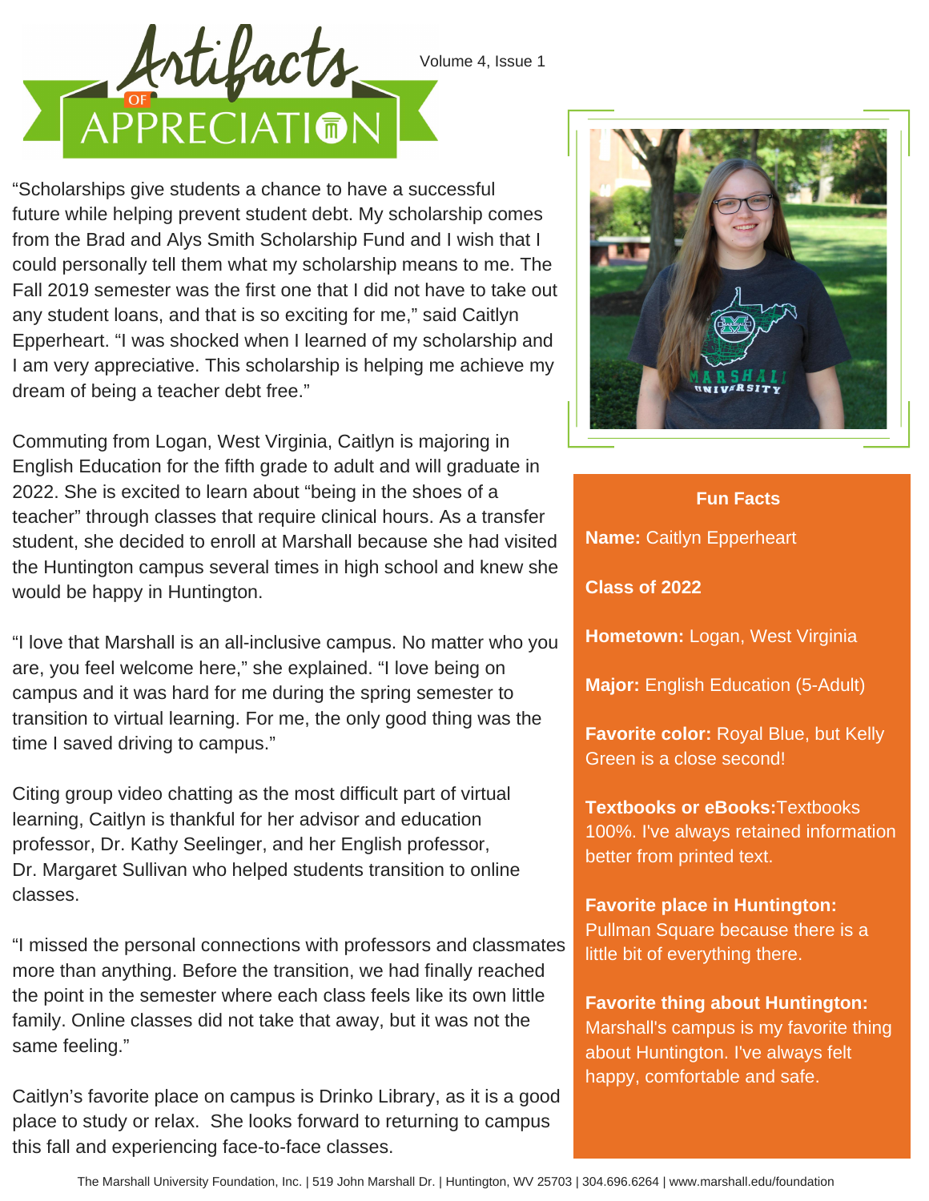# Artifacts of Appreciation

Volume 4, Issue 1

"Scholarships give students a chance to have a successful future while helping prevent student debt. My scholarship comes from the Brad and Alys Smith Scholarship Fund and I wish that I could personally tell them what my scholarship means to me. The Fall 2019 semester was the first one that I did not have to take out any student loans, and that is so exciting for me," said Caitlyn Epperheart. "I was shocked when I learned of my scholarship and I am very appreciative. This scholarship is helping me achieve my dream of being a teacher debt free."

Commuting from Logan, West Virginia, Caitlyn is majoring in English Education for the fifth grade to adult and will graduate in 2022. She is excited to learn about "being in the shoes of a teacher" through classes that require clinical hours. As a transfer student, she decided to enroll at Marshall because she had visited the Huntington campus several times in high school and knew she would be happy in Huntington.

"I love that Marshall is an all-inclusive campus. No matter who you are, you feel welcome here," she explained. "I love being on campus and it was hard for me during the spring semester to transition to virtual learning. For me, the only good thing was the time I saved driving to campus."

Citing group video chatting as the most difficult part of virtual learning, Caitlyn is thankful for her advisor and education professor, Dr. Kathy Seelinger, and her English professor, Dr. Margaret Sullivan who helped students transition to online classes.

"I missed the personal connections with professors and classmates more than anything. Before the transition, we had finally reached the point in the semester where each class feels like its own little family. Online classes did not take that away, but it was not the same feeling."

Caitlyn's favorite place on campus is Drinko Library, as it is a good place to study or relax. She looks forward to returning to campus this fall and experiencing face-to-face classes.

## Fun Facts

**Name:** Caitlyn Epperheart

**Class of 2022**

**Hometown:** Logan, West Virginia

**Major:** English Education (5-Adult)

**Favorite color:** Royal Blue, but Kelly Green is a close second!

**Textbooks or eBooks:** Textbooks 100%. I've always retained information better from printed text.

**Favorite place in Huntington:** Pullman Square because there is a little bit of everything there.

**Favorite thing about Huntington:** Marshall's campus is my favorite thing about Huntington. I've always felt happy, comfortable and safe.

The Marshall University Foundation, Inc. | 519 John Marshall Dr. | Huntington, WV 25703 | 304.696.6264 | www.marshall.edu/foundation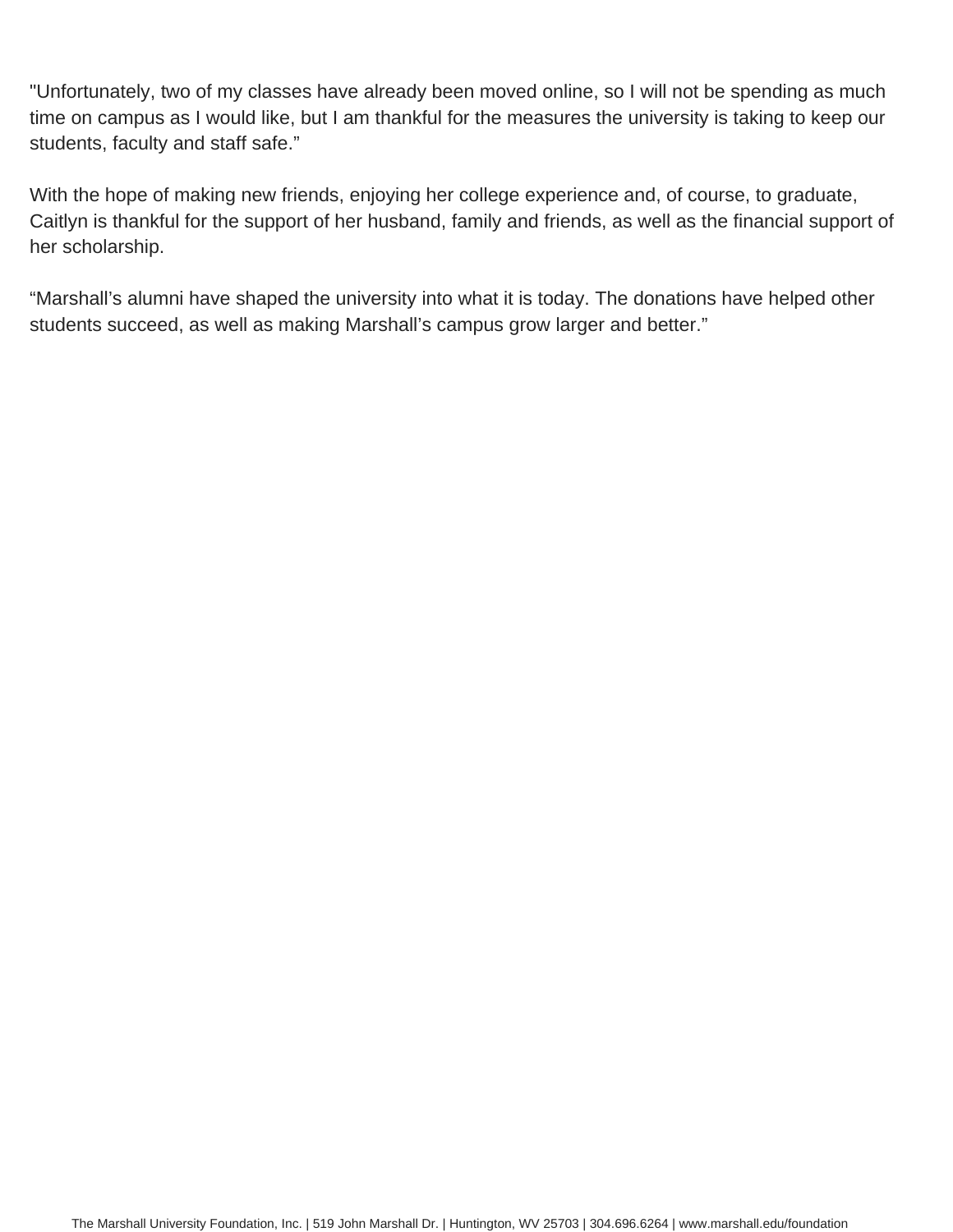"Unfortunately, two of my classes have already been moved online, so I will not be spending as much time on campus as I would like, but I am thankful for the measures the university is taking to keep our students, faculty and staff safe."

With the hope of making new friends, enjoying her college experience and, of course, to graduate, Caitlyn is thankful for the support of her husband, family and friends, as well as the financial support of her scholarship.

"Marshall's alumni have shaped the university into what it is today. The donations have helped other students succeed, as well as making Marshall's campus grow larger and better."